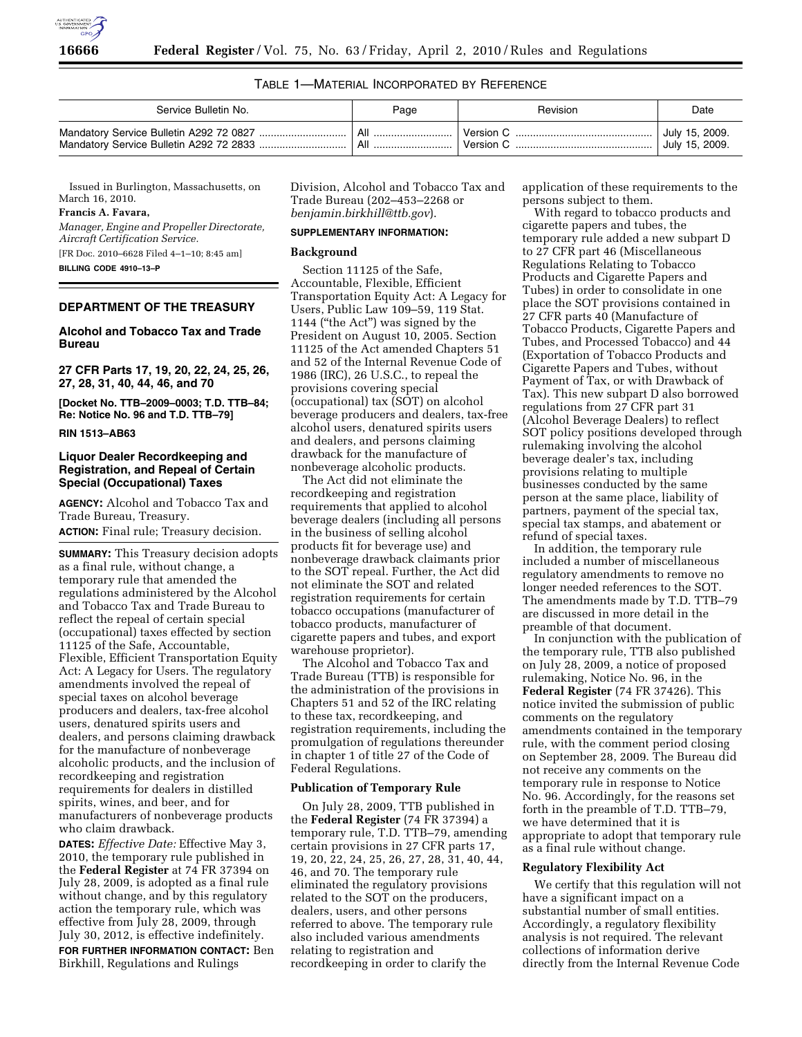TABLE 1—MATERIAL INCORPORATED BY REFERENCE

| Service Bulletin No. | Page | Revision | Date |
| --- | --- | --- | --- |
| Mandatory Service Bulletin A292 72 0827 | All | Version C | July 15, 2009. |
| Mandatory Service Bulletin A292 72 2833 | All | Version C | July 15, 2009. |

Issued in Burlington, Massachusetts, on March 16, 2010.

**Francis A. Favara,**

*Manager, Engine and Propeller Directorate, Aircraft Certification Service.*

[FR Doc. 2010–6628 Filed 4–1–10; 8:45 am]

**BILLING CODE 4910–13–P**

## DEPARTMENT OF THE TREASURY

### Alcohol and Tobacco Tax and Trade Bureau

### 27 CFR Parts 17, 19, 20, 22, 24, 25, 26, 27, 28, 31, 40, 44, 46, and 70

**[Docket No. TTB–2009–0003; T.D. TTB–84; Re: Notice No. 96 and T.D. TTB–79]**

**RIN 1513–AB63**

### Liquor Dealer Recordkeeping and Registration, and Repeal of Certain Special (Occupational) Taxes

**AGENCY:** Alcohol and Tobacco Tax and Trade Bureau, Treasury.

**ACTION:** Final rule; Treasury decision.

**SUMMARY:** This Treasury decision adopts as a final rule, without change, a temporary rule that amended the regulations administered by the Alcohol and Tobacco Tax and Trade Bureau to reflect the repeal of certain special (occupational) taxes effected by section 11125 of the Safe, Accountable, Flexible, Efficient Transportation Equity Act: A Legacy for Users. The regulatory amendments involved the repeal of special taxes on alcohol beverage producers and dealers, tax-free alcohol users, denatured spirits users and dealers, and persons claiming drawback for the manufacture of nonbeverage alcoholic products, and the inclusion of recordkeeping and registration requirements for dealers in distilled spirits, wines, and beer, and for manufacturers of nonbeverage products who claim drawback.

**DATES:** *Effective Date:* Effective May 3, 2010, the temporary rule published in the **Federal Register** at 74 FR 37394 on July 28, 2009, is adopted as a final rule without change, and by this regulatory action the temporary rule, which was effective from July 28, 2009, through July 30, 2012, is effective indefinitely.

**FOR FURTHER INFORMATION CONTACT:** Ben Birkhill, Regulations and Rulings Division, Alcohol and Tobacco Tax and Trade Bureau (202–453–2268 or *benjamin.birkhill@ttb.gov*).

**SUPPLEMENTARY INFORMATION:**

**Background**

Section 11125 of the Safe, Accountable, Flexible, Efficient Transportation Equity Act: A Legacy for Users, Public Law 109–59, 119 Stat. 1144 ("the Act") was signed by the President on August 10, 2005. Section 11125 of the Act amended Chapters 51 and 52 of the Internal Revenue Code of 1986 (IRC), 26 U.S.C., to repeal the provisions covering special (occupational) tax (SOT) on alcohol beverage producers and dealers, tax-free alcohol users, denatured spirits users and dealers, and persons claiming drawback for the manufacture of nonbeverage alcoholic products.

The Act did not eliminate the recordkeeping and registration requirements that applied to alcohol beverage dealers (including all persons in the business of selling alcohol products fit for beverage use) and nonbeverage drawback claimants prior to the SOT repeal. Further, the Act did not eliminate the SOT and related registration requirements for certain tobacco occupations (manufacturer of tobacco products, manufacturer of cigarette papers and tubes, and export warehouse proprietor).

The Alcohol and Tobacco Tax and Trade Bureau (TTB) is responsible for the administration of the provisions in Chapters 51 and 52 of the IRC relating to these tax, recordkeeping, and registration requirements, including the promulgation of regulations thereunder in chapter 1 of title 27 of the Code of Federal Regulations.

**Publication of Temporary Rule**

On July 28, 2009, TTB published in the **Federal Register** (74 FR 37394) a temporary rule, T.D. TTB–79, amending certain provisions in 27 CFR parts 17, 19, 20, 22, 24, 25, 26, 27, 28, 31, 40, 44, 46, and 70. The temporary rule eliminated the regulatory provisions related to the SOT on the producers, dealers, users, and other persons referred to above. The temporary rule also included various amendments relating to registration and recordkeeping in order to clarify the application of these requirements to the persons subject to them.

With regard to tobacco products and cigarette papers and tubes, the temporary rule added a new subpart D to 27 CFR part 46 (Miscellaneous Regulations Relating to Tobacco Products and Cigarette Papers and Tubes) in order to consolidate in one place the SOT provisions contained in 27 CFR parts 40 (Manufacture of Tobacco Products, Cigarette Papers and Tubes, and Processed Tobacco) and 44 (Exportation of Tobacco Products and Cigarette Papers and Tubes, without Payment of Tax, or with Drawback of Tax). This new subpart D also borrowed regulations from 27 CFR part 31 (Alcohol Beverage Dealers) to reflect SOT policy positions developed through rulemaking involving the alcohol beverage dealer's tax, including provisions relating to multiple businesses conducted by the same person at the same place, liability of partners, payment of the special tax, special tax stamps, and abatement or refund of special taxes.

In addition, the temporary rule included a number of miscellaneous regulatory amendments to remove no longer needed references to the SOT. The amendments made by T.D. TTB–79 are discussed in more detail in the preamble of that document.

In conjunction with the publication of the temporary rule, TTB also published on July 28, 2009, a notice of proposed rulemaking, Notice No. 96, in the **Federal Register** (74 FR 37426). This notice invited the submission of public comments on the regulatory amendments contained in the temporary rule, with the comment period closing on September 28, 2009. The Bureau did not receive any comments on the temporary rule in response to Notice No. 96. Accordingly, for the reasons set forth in the preamble of T.D. TTB–79, we have determined that it is appropriate to adopt that temporary rule as a final rule without change.

**Regulatory Flexibility Act**

We certify that this regulation will not have a significant impact on a substantial number of small entities. Accordingly, a regulatory flexibility analysis is not required. The relevant collections of information derive directly from the Internal Revenue Code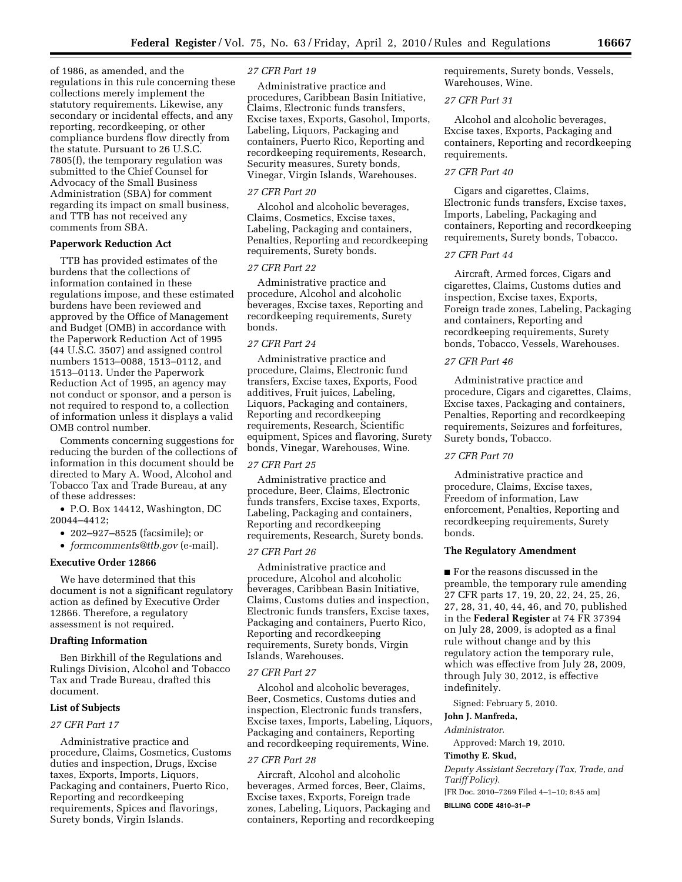of 1986, as amended, and the regulations in this rule concerning these collections merely implement the statutory requirements. Likewise, any secondary or incidental effects, and any reporting, recordkeeping, or other compliance burdens flow directly from the statute. Pursuant to 26 U.S.C. 7805(f), the temporary regulation was submitted to the Chief Counsel for Advocacy of the Small Business Administration (SBA) for comment regarding its impact on small business, and TTB has not received any comments from SBA.

**Paperwork Reduction Act**

TTB has provided estimates of the burdens that the collections of information contained in these regulations impose, and these estimated burdens have been reviewed and approved by the Office of Management and Budget (OMB) in accordance with the Paperwork Reduction Act of 1995 (44 U.S.C. 3507) and assigned control numbers 1513–0088, 1513–0112, and 1513–0113. Under the Paperwork Reduction Act of 1995, an agency may not conduct or sponsor, and a person is not required to respond to, a collection of information unless it displays a valid OMB control number.

Comments concerning suggestions for reducing the burden of the collections of information in this document should be directed to Mary A. Wood, Alcohol and Tobacco Tax and Trade Bureau, at any of these addresses:

- P.O. Box 14412, Washington, DC 20044–4412;
- 202–927–8525 (facsimile); or
- *formcomments@ttb.gov* (e-mail).

**Executive Order 12866**

We have determined that this document is not a significant regulatory action as defined by Executive Order 12866. Therefore, a regulatory assessment is not required.

**Drafting Information**

Ben Birkhill of the Regulations and Rulings Division, Alcohol and Tobacco Tax and Trade Bureau, drafted this document.

**List of Subjects**

*27 CFR Part 17*

Administrative practice and procedure, Claims, Cosmetics, Customs duties and inspection, Drugs, Excise taxes, Exports, Imports, Liquors, Packaging and containers, Puerto Rico, Reporting and recordkeeping requirements, Spices and flavorings, Surety bonds, Virgin Islands.

*27 CFR Part 19*

Administrative practice and procedures, Caribbean Basin Initiative, Claims, Electronic funds transfers, Excise taxes, Exports, Gasohol, Imports, Labeling, Liquors, Packaging and containers, Puerto Rico, Reporting and recordkeeping requirements, Research, Security measures, Surety bonds, Vinegar, Virgin Islands, Warehouses.

*27 CFR Part 20*

Alcohol and alcoholic beverages, Claims, Cosmetics, Excise taxes, Labeling, Packaging and containers, Penalties, Reporting and recordkeeping requirements, Surety bonds.

*27 CFR Part 22*

Administrative practice and procedure, Alcohol and alcoholic beverages, Excise taxes, Reporting and recordkeeping requirements, Surety bonds.

*27 CFR Part 24*

Administrative practice and procedure, Claims, Electronic fund transfers, Excise taxes, Exports, Food additives, Fruit juices, Labeling, Liquors, Packaging and containers, Reporting and recordkeeping requirements, Research, Scientific equipment, Spices and flavoring, Surety bonds, Vinegar, Warehouses, Wine.

*27 CFR Part 25*

Administrative practice and procedure, Beer, Claims, Electronic funds transfers, Excise taxes, Exports, Labeling, Packaging and containers, Reporting and recordkeeping requirements, Research, Surety bonds.

*27 CFR Part 26*

Administrative practice and procedure, Alcohol and alcoholic beverages, Caribbean Basin Initiative, Claims, Customs duties and inspection, Electronic funds transfers, Excise taxes, Packaging and containers, Puerto Rico, Reporting and recordkeeping requirements, Surety bonds, Virgin Islands, Warehouses.

*27 CFR Part 27*

Alcohol and alcoholic beverages, Beer, Cosmetics, Customs duties and inspection, Electronic funds transfers, Excise taxes, Imports, Labeling, Liquors, Packaging and containers, Reporting and recordkeeping requirements, Wine.

*27 CFR Part 28*

Aircraft, Alcohol and alcoholic beverages, Armed forces, Beer, Claims, Excise taxes, Exports, Foreign trade zones, Labeling, Liquors, Packaging and containers, Reporting and recordkeeping requirements, Surety bonds, Vessels, Warehouses, Wine.

*27 CFR Part 31*

Alcohol and alcoholic beverages, Excise taxes, Exports, Packaging and containers, Reporting and recordkeeping requirements.

*27 CFR Part 40*

Cigars and cigarettes, Claims, Electronic funds transfers, Excise taxes, Imports, Labeling, Packaging and containers, Reporting and recordkeeping requirements, Surety bonds, Tobacco.

*27 CFR Part 44*

Aircraft, Armed forces, Cigars and cigarettes, Claims, Customs duties and inspection, Excise taxes, Exports, Foreign trade zones, Labeling, Packaging and containers, Reporting and recordkeeping requirements, Surety bonds, Tobacco, Vessels, Warehouses.

*27 CFR Part 46*

Administrative practice and procedure, Cigars and cigarettes, Claims, Excise taxes, Packaging and containers, Penalties, Reporting and recordkeeping requirements, Seizures and forfeitures, Surety bonds, Tobacco.

*27 CFR Part 70*

Administrative practice and procedure, Claims, Excise taxes, Freedom of information, Law enforcement, Penalties, Reporting and recordkeeping requirements, Surety bonds.

**The Regulatory Amendment**

■ For the reasons discussed in the preamble, the temporary rule amending 27 CFR parts 17, 19, 20, 22, 24, 25, 26, 27, 28, 31, 40, 44, 46, and 70, published in the **Federal Register** at 74 FR 37394 on July 28, 2009, is adopted as a final rule without change and by this regulatory action the temporary rule, which was effective from July 28, 2009, through July 30, 2012, is effective indefinitely.

Signed: February 5, 2010.

**John J. Manfreda,**

*Administrator.*

Approved: March 19, 2010.

**Timothy E. Skud,**

*Deputy Assistant Secretary (Tax, Trade, and Tariff Policy).*

[FR Doc. 2010–7269 Filed 4–1–10; 8:45 am]

**BILLING CODE 4810–31–P**